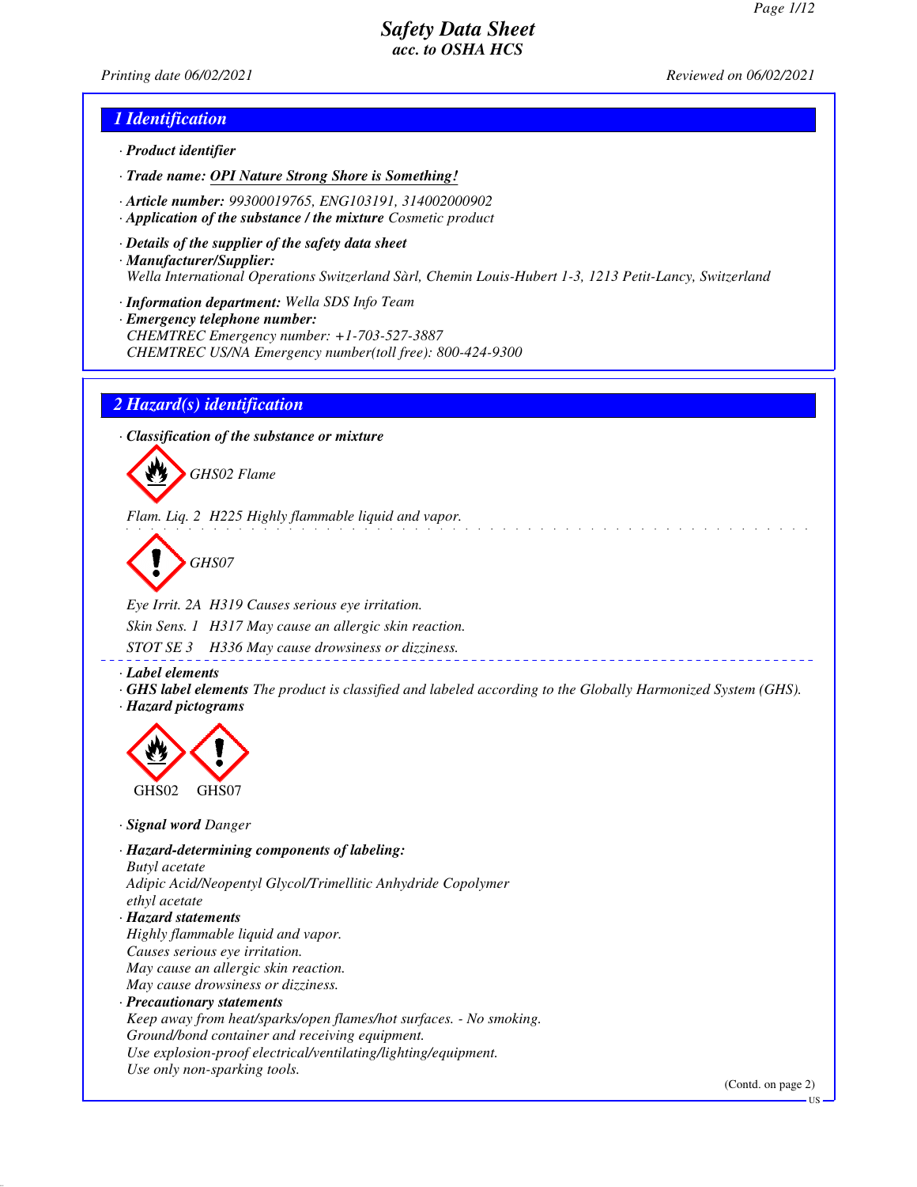# Safety Data Sheet
### acc. to OSHA HCS

Printing date 06/02/2021 Reviewed on 06/02/2021

## 1 Identification

· **Product identifier**

· **Trade name:** **OPI Nature Strong Shore is Something!**

· **Article number:** 99300019765, ENG103191, 314002000902

· **Application of the substance / the mixture** Cosmetic product

· **Details of the supplier of the safety data sheet**

· **Manufacturer/Supplier:**
Wella International Operations Switzerland Sàrl, Chemin Louis-Hubert 1-3, 1213 Petit-Lancy, Switzerland

· **Information department:** Wella SDS Info Team

· **Emergency telephone number:**
CHEMTREC Emergency number: +1-703-527-3887
CHEMTREC US/NA Emergency number(toll free): 800-424-9300

## 2 Hazard(s) identification

· **Classification of the substance or mixture**

GHS02 Flame

Flam. Liq. 2 H225 Highly flammable liquid and vapor.

GHS07

Eye Irrit. 2A H319 Causes serious eye irritation.

Skin Sens. 1 H317 May cause an allergic skin reaction.

STOT SE 3 H336 May cause drowsiness or dizziness.

· **Label elements**

· **GHS label elements** The product is classified and labeled according to the Globally Harmonized System (GHS).

· **Hazard pictograms**

GHS02 GHS07

· **Signal word** Danger

· **Hazard-determining components of labeling:**
Butyl acetate
Adipic Acid/Neopentyl Glycol/Trimellitic Anhydride Copolymer
ethyl acetate

· **Hazard statements**
Highly flammable liquid and vapor.
Causes serious eye irritation.
May cause an allergic skin reaction.
May cause drowsiness or dizziness.

· **Precautionary statements**
Keep away from heat/sparks/open flames/hot surfaces. - No smoking.
Ground/bond container and receiving equipment.
Use explosion-proof electrical/ventilating/lighting/equipment.
Use only non-sparking tools.

(Contd. on page 2)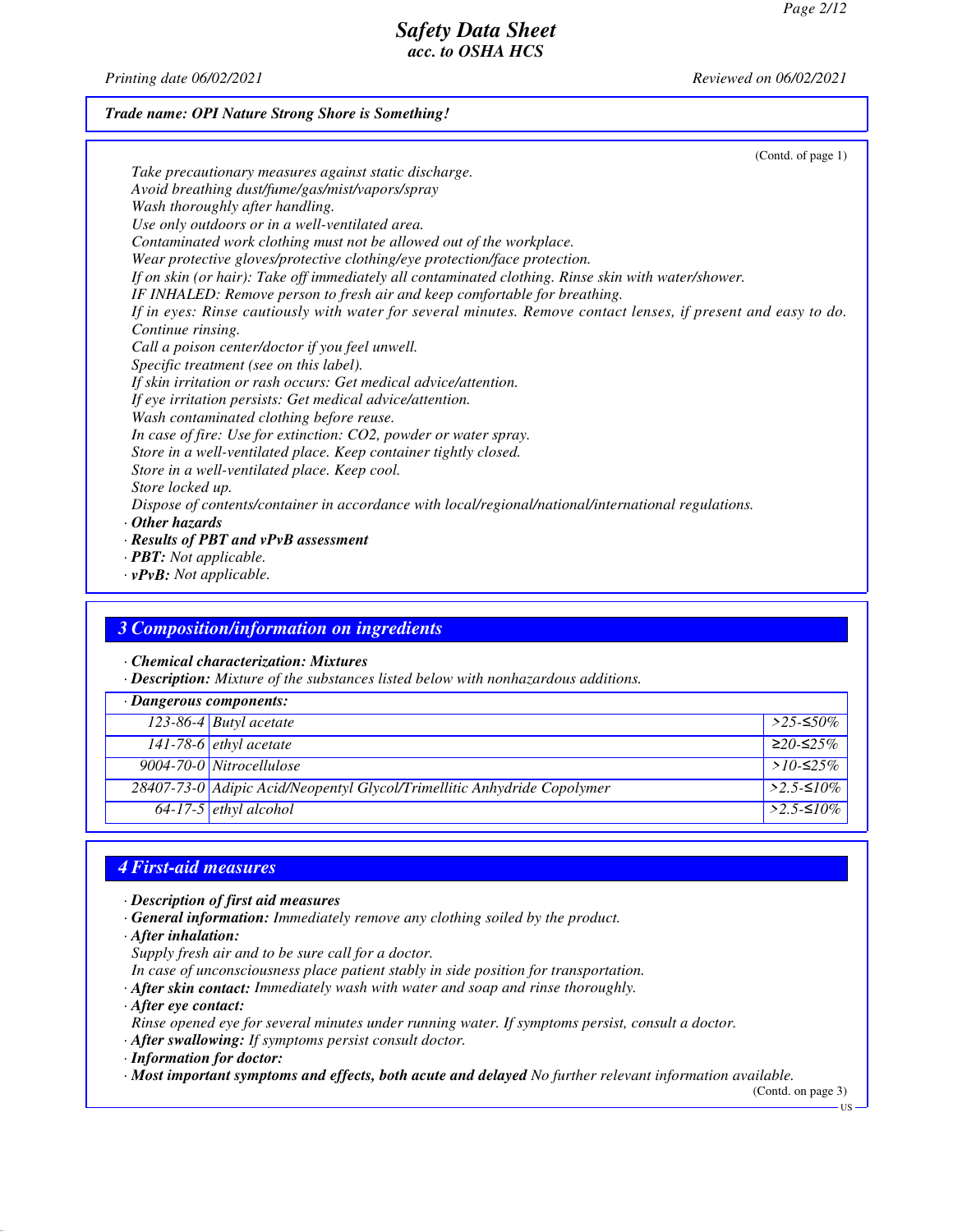**Trade name: OPI Nature Strong Shore is Something!**

(Contd. of page 1)

Take precautionary measures against static discharge.
Avoid breathing dust/fume/gas/mist/vapors/spray
Wash thoroughly after handling.
Use only outdoors or in a well-ventilated area.
Contaminated work clothing must not be allowed out of the workplace.
Wear protective gloves/protective clothing/eye protection/face protection.
If on skin (or hair): Take off immediately all contaminated clothing. Rinse skin with water/shower.
IF INHALED: Remove person to fresh air and keep comfortable for breathing.
If in eyes: Rinse cautiously with water for several minutes. Remove contact lenses, if present and easy to do. Continue rinsing.
Call a poison center/doctor if you feel unwell.
Specific treatment (see on this label).
If skin irritation or rash occurs: Get medical advice/attention.
If eye irritation persists: Get medical advice/attention.
Wash contaminated clothing before reuse.
In case of fire: Use for extinction: $CO_2$, powder or water spray.
Store in a well-ventilated place. Keep container tightly closed.
Store in a well-ventilated place. Keep cool.
Store locked up.
Dispose of contents/container in accordance with local/regional/national/international regulations.

· **Other hazards**
· **Results of PBT and vPvB assessment**
· **PBT:** Not applicable.
· **vPvB:** Not applicable.

## 3 Composition/information on ingredients

· **Chemical characterization: Mixtures**
· **Description:** Mixture of the substances listed below with nonhazardous additions.

| · Dangerous components: | | |
|---|---|---|
| 123-86-4 | Butyl acetate | >25-≤50% |
| 141-78-6 | ethyl acetate | ≥20-≤25% |
| 9004-70-0 | Nitrocellulose | >10-≤25% |
| 28407-73-0 | Adipic Acid/Neopentyl Glycol/Trimellitic Anhydride Copolymer | >2.5-≤10% |
| 64-17-5 | ethyl alcohol | >2.5-≤10% |

## 4 First-aid measures

· **Description of first aid measures**
· **General information:** Immediately remove any clothing soiled by the product.
· **After inhalation:**
Supply fresh air and to be sure call for a doctor.
In case of unconsciousness place patient stably in side position for transportation.
· **After skin contact:** Immediately wash with water and soap and rinse thoroughly.
· **After eye contact:**
Rinse opened eye for several minutes under running water. If symptoms persist, consult a doctor.
· **After swallowing:** If symptoms persist consult doctor.
· **Information for doctor:**
· **Most important symptoms and effects, both acute and delayed** No further relevant information available.

(Contd. on page 3)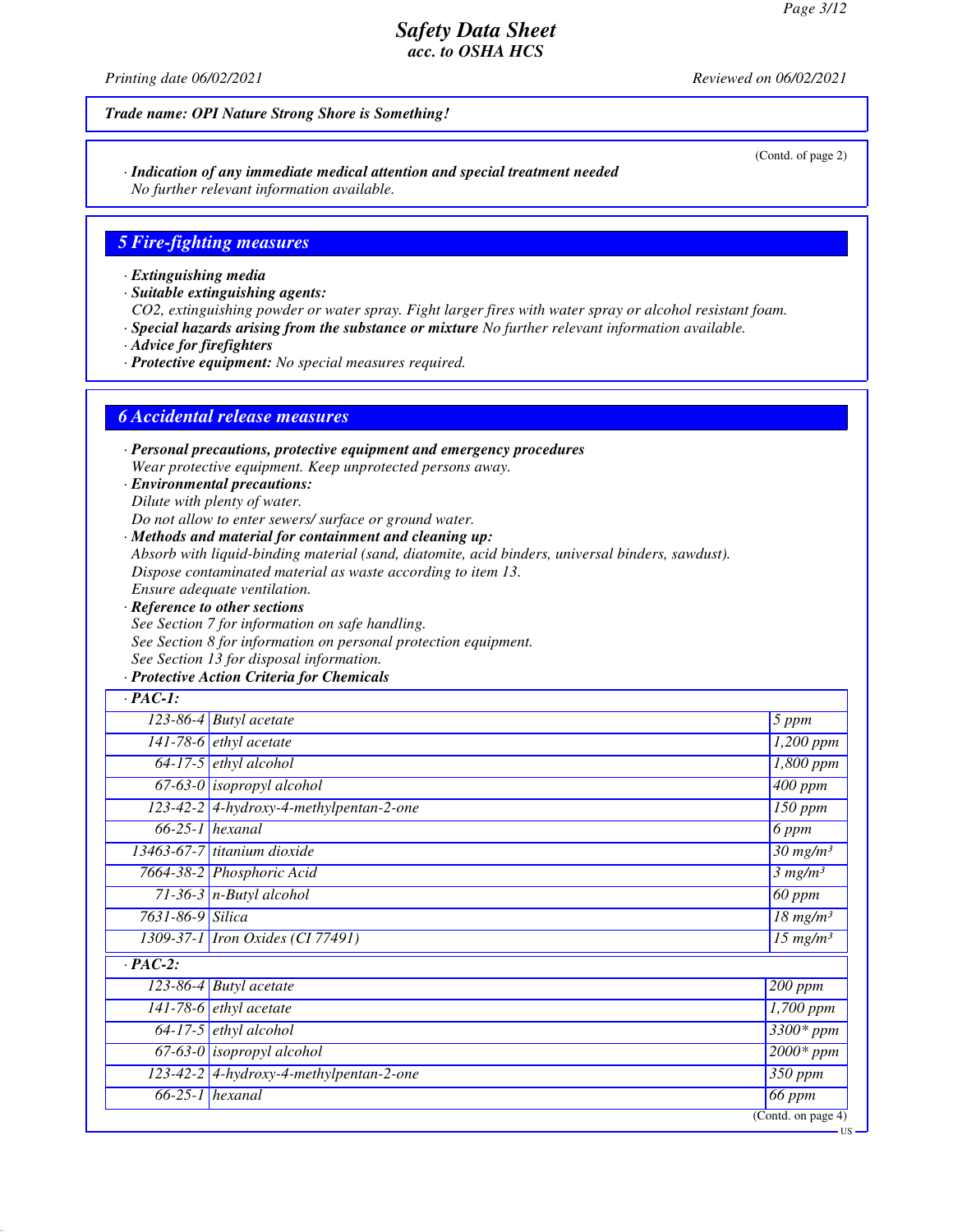Trade name: OPI Nature Strong Shore is Something!

(Contd. of page 2)

· **Indication of any immediate medical attention and special treatment needed**
No further relevant information available.

## 5 Fire-fighting measures

· **Extinguishing media**
· **Suitable extinguishing agents:**
CO2, extinguishing powder or water spray. Fight larger fires with water spray or alcohol resistant foam.
· **Special hazards arising from the substance or mixture** No further relevant information available.
· **Advice for firefighters**
· **Protective equipment:** No special measures required.

## 6 Accidental release measures

· **Personal precautions, protective equipment and emergency procedures**
Wear protective equipment. Keep unprotected persons away.
· **Environmental precautions:**
Dilute with plenty of water.
Do not allow to enter sewers/ surface or ground water.
· **Methods and material for containment and cleaning up:**
Absorb with liquid-binding material (sand, diatomite, acid binders, universal binders, sawdust).
Dispose contaminated material as waste according to item 13.
Ensure adequate ventilation.
· **Reference to other sections**
See Section 7 for information on safe handling.
See Section 8 for information on personal protection equipment.
See Section 13 for disposal information.
· **Protective Action Criteria for Chemicals**

| · **PAC-1:** | | |
|---|---|---|
| 123-86-4 | Butyl acetate | 5 ppm |
| 141-78-6 | ethyl acetate | 1,200 ppm |
| 64-17-5 | ethyl alcohol | 1,800 ppm |
| 67-63-0 | isopropyl alcohol | 400 ppm |
| 123-42-2 | 4-hydroxy-4-methylpentan-2-one | 150 ppm |
| 66-25-1 | hexanal | 6 ppm |
| 13463-67-7 | titanium dioxide | 30 mg/m³ |
| 7664-38-2 | Phosphoric Acid | 3 mg/m³ |
| 71-36-3 | n-Butyl alcohol | 60 ppm |
| 7631-86-9 | Silica | 18 mg/m³ |
| 1309-37-1 | Iron Oxides (CI 77491) | 15 mg/m³ |
| · **PAC-2:** | | |
| 123-86-4 | Butyl acetate | 200 ppm |
| 141-78-6 | ethyl acetate | 1,700 ppm |
| 64-17-5 | ethyl alcohol | 3300* ppm |
| 67-63-0 | isopropyl alcohol | 2000* ppm |
| 123-42-2 | 4-hydroxy-4-methylpentan-2-one | 350 ppm |
| 66-25-1 | hexanal | 66 ppm |

(Contd. on page 4)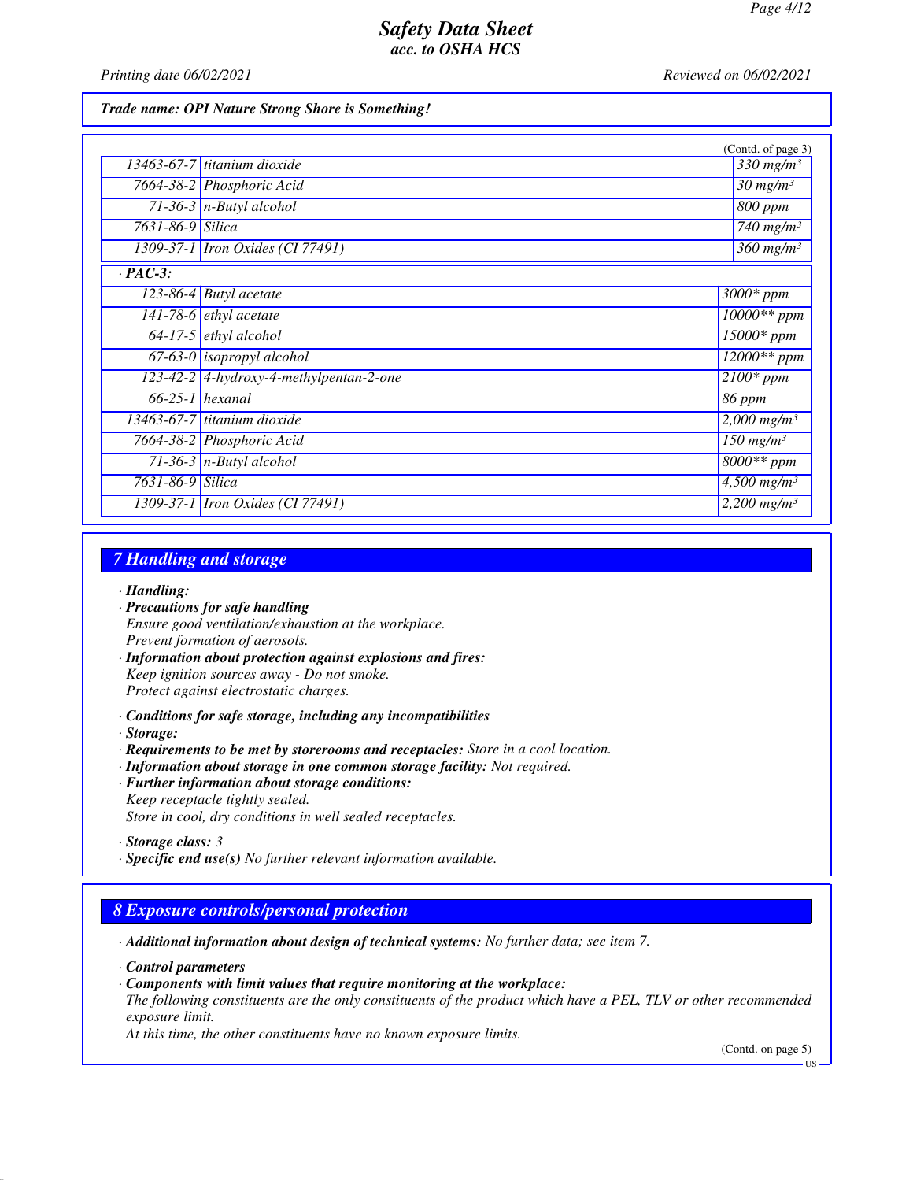*Trade name: OPI Nature Strong Shore is Something!*

(Contd. of page 3)

| | | |
|---|---|---|
| 13463-67-7 | titanium dioxide | 330 mg/m³ |
| 7664-38-2 | Phosphoric Acid | 30 mg/m³ |
| 71-36-3 | n-Butyl alcohol | 800 ppm |
| 7631-86-9 | Silica | 740 mg/m³ |
| 1309-37-1 | Iron Oxides (CI 77491) | 360 mg/m³ |

**· PAC-3:**

| | | |
|---|---|---|
| 123-86-4 | Butyl acetate | 3000* ppm |
| 141-78-6 | ethyl acetate | 10000** ppm |
| 64-17-5 | ethyl alcohol | 15000* ppm |
| 67-63-0 | isopropyl alcohol | 12000** ppm |
| 123-42-2 | 4-hydroxy-4-methylpentan-2-one | 2100* ppm |
| 66-25-1 | hexanal | 86 ppm |
| 13463-67-7 | titanium dioxide | 2,000 mg/m³ |
| 7664-38-2 | Phosphoric Acid | 150 mg/m³ |
| 71-36-3 | n-Butyl alcohol | 8000** ppm |
| 7631-86-9 | Silica | 4,500 mg/m³ |
| 1309-37-1 | Iron Oxides (CI 77491) | 2,200 mg/m³ |

## 7 Handling and storage

· **Handling:**
· **Precautions for safe handling**
Ensure good ventilation/exhaustion at the workplace.
Prevent formation of aerosols.
· **Information about protection against explosions and fires:**
Keep ignition sources away - Do not smoke.
Protect against electrostatic charges.

· **Conditions for safe storage, including any incompatibilities**
· **Storage:**
· **Requirements to be met by storerooms and receptacles:** Store in a cool location.
· **Information about storage in one common storage facility:** Not required.
· **Further information about storage conditions:**
Keep receptacle tightly sealed.
Store in cool, dry conditions in well sealed receptacles.

· **Storage class:** 3
· **Specific end use(s)** No further relevant information available.

## 8 Exposure controls/personal protection

· **Additional information about design of technical systems:** No further data; see item 7.

· **Control parameters**
· **Components with limit values that require monitoring at the workplace:**
The following constituents are the only constituents of the product which have a PEL, TLV or other recommended exposure limit.
At this time, the other constituents have no known exposure limits.

(Contd. on page 5)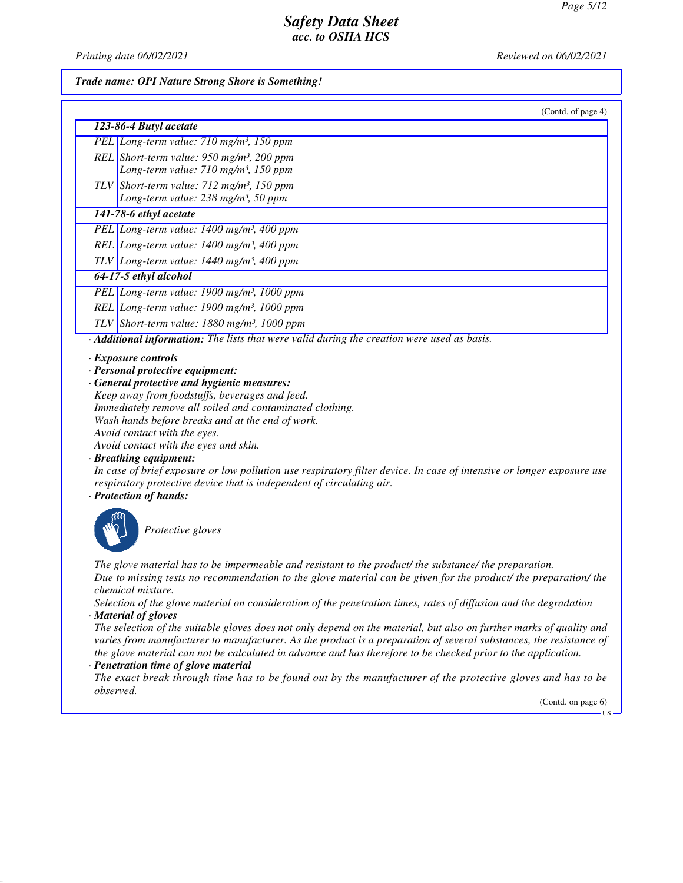*Trade name: OPI Nature Strong Shore is Something!*

(Contd. of page 4)

| 123-86-4 Butyl acetate | |
|---|---|
| PEL | Long-term value: 710 mg/m³, 150 ppm |
| REL | Short-term value: 950 mg/m³, 200 ppm<br>Long-term value: 710 mg/m³, 150 ppm |
| TLV | Short-term value: 712 mg/m³, 150 ppm<br>Long-term value: 238 mg/m³, 50 ppm |
| **141-78-6 ethyl acetate** | |
| PEL | Long-term value: 1400 mg/m³, 400 ppm |
| REL | Long-term value: 1400 mg/m³, 400 ppm |
| TLV | Long-term value: 1440 mg/m³, 400 ppm |
| **64-17-5 ethyl alcohol** | |
| PEL | Long-term value: 1900 mg/m³, 1000 ppm |
| REL | Long-term value: 1900 mg/m³, 1000 ppm |
| TLV | Short-term value: 1880 mg/m³, 1000 ppm |

· **Additional information:** The lists that were valid during the creation were used as basis.

· **Exposure controls**
· **Personal protective equipment:**
· **General protective and hygienic measures:**
Keep away from foodstuffs, beverages and feed.
Immediately remove all soiled and contaminated clothing.
Wash hands before breaks and at the end of work.
Avoid contact with the eyes.
Avoid contact with the eyes and skin.
· **Breathing equipment:**
In case of brief exposure or low pollution use respiratory filter device. In case of intensive or longer exposure use respiratory protective device that is independent of circulating air.
· **Protection of hands:**

Protective gloves

The glove material has to be impermeable and resistant to the product/ the substance/ the preparation.
Due to missing tests no recommendation to the glove material can be given for the product/ the preparation/ the chemical mixture.
Selection of the glove material on consideration of the penetration times, rates of diffusion and the degradation
· **Material of gloves**
The selection of the suitable gloves does not only depend on the material, but also on further marks of quality and varies from manufacturer to manufacturer. As the product is a preparation of several substances, the resistance of the glove material can not be calculated in advance and has therefore to be checked prior to the application.
· **Penetration time of glove material**
The exact break through time has to be found out by the manufacturer of the protective gloves and has to be observed.

(Contd. on page 6)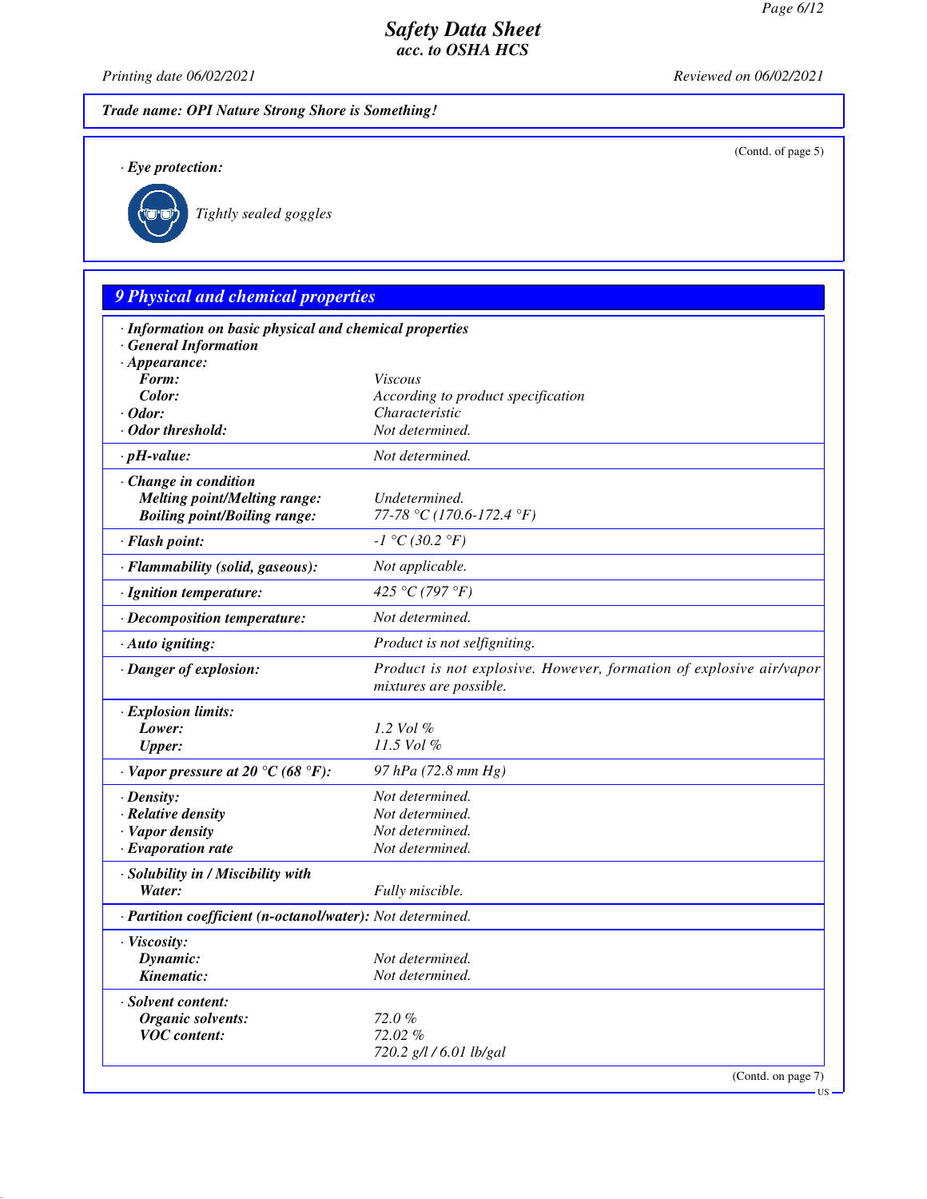Trade name: OPI Nature Strong Shore is Something!

(Contd. of page 5)

· **Eye protection:**

Tightly sealed goggles

## 9 Physical and chemical properties

· **Information on basic physical and chemical properties**
· **General Information**
· **Appearance:**

| | |
|---|---|
| **Form:** | Viscous |
| **Color:** | According to product specification |
| · **Odor:** | Characteristic |
| · **Odor threshold:** | Not determined. |
| · **pH-value:** | Not determined. |
| · **Change in condition** | |
| **Melting point/Melting range:** | Undetermined. |
| **Boiling point/Boiling range:** | 77-78 °C (170.6-172.4 °F) |
| · **Flash point:** | -1 °C (30.2 °F) |
| · **Flammability (solid, gaseous):** | Not applicable. |
| · **Ignition temperature:** | 425 °C (797 °F) |
| · **Decomposition temperature:** | Not determined. |
| · **Auto igniting:** | Product is not selfigniting. |
| · **Danger of explosion:** | Product is not explosive. However, formation of explosive air/vapor mixtures are possible. |
| · **Explosion limits:** | |
| **Lower:** | 1.2 Vol % |
| **Upper:** | 11.5 Vol % |
| · **Vapor pressure at 20 °C (68 °F):** | 97 hPa (72.8 mm Hg) |
| · **Density:** | Not determined. |
| · **Relative density** | Not determined. |
| · **Vapor density** | Not determined. |
| · **Evaporation rate** | Not determined. |
| · **Solubility in / Miscibility with** | |
| **Water:** | Fully miscible. |
| · **Partition coefficient (n-octanol/water):** | Not determined. |
| · **Viscosity:** | |
| **Dynamic:** | Not determined. |
| **Kinematic:** | Not determined. |
| · **Solvent content:** | |
| **Organic solvents:** | 72.0 % |
| **VOC content:** | 72.02 % |
| | 720.2 g/l / 6.01 lb/gal |

(Contd. on page 7)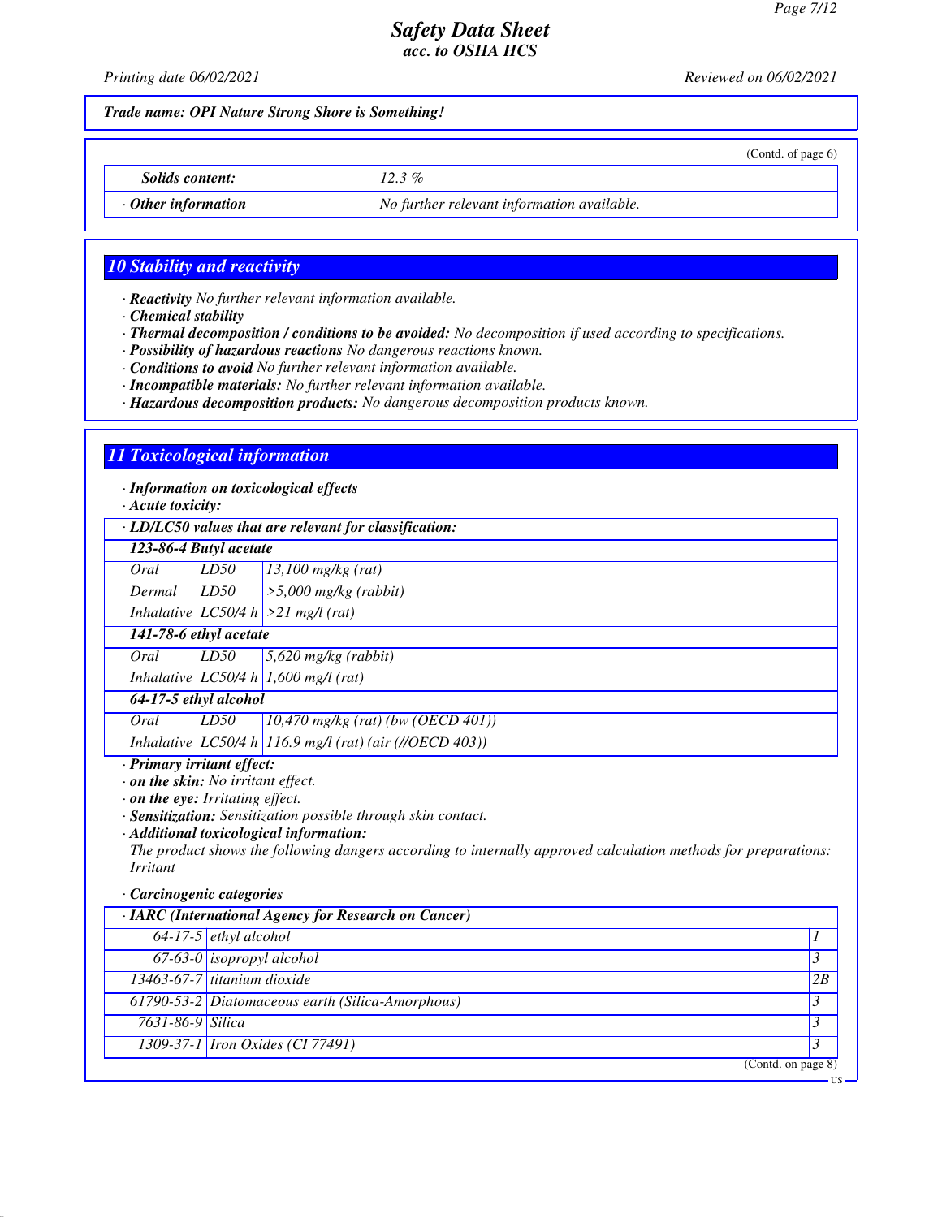**Trade name: OPI Nature Strong Shore is Something!**

(Contd. of page 6)

| | |
|---|---|
| *Solids content:* | *12.3 %* |
| *· Other information* | *No further relevant information available.* |

## 10 Stability and reactivity

- ***Reactivity*** *No further relevant information available.*
- ***Chemical stability***
- ***Thermal decomposition / conditions to be avoided:*** *No decomposition if used according to specifications.*
- ***Possibility of hazardous reactions*** *No dangerous reactions known.*
- ***Conditions to avoid*** *No further relevant information available.*
- ***Incompatible materials:*** *No further relevant information available.*
- ***Hazardous decomposition products:*** *No dangerous decomposition products known.*

## 11 Toxicological information

- ***Information on toxicological effects***
- ***Acute toxicity:***

| · LD/LC50 values that are relevant for classification: | | |
|---|---|---|
| **123-86-4 Butyl acetate** | | |
| Oral | LD50 | 13,100 mg/kg (rat) |
| Dermal | LD50 | >5,000 mg/kg (rabbit) |
| Inhalative | LC50/4 h | >21 mg/l (rat) |
| **141-78-6 ethyl acetate** | | |
| Oral | LD50 | 5,620 mg/kg (rabbit) |
| Inhalative | LC50/4 h | 1,600 mg/l (rat) |
| **64-17-5 ethyl alcohol** | | |
| Oral | LD50 | 10,470 mg/kg (rat) (bw (OECD 401)) |
| Inhalative | LC50/4 h | 116.9 mg/l (rat) (air (//OECD 403)) |

- ***Primary irritant effect:***
- ***on the skin:*** *No irritant effect.*
- ***on the eye:*** *Irritating effect.*
- ***Sensitization:*** *Sensitization possible through skin contact.*
- ***Additional toxicological information:***

*The product shows the following dangers according to internally approved calculation methods for preparations: Irritant*

- ***Carcinogenic categories***

| · IARC (International Agency for Research on Cancer) | | |
|---|---|---|
| 64-17-5 | ethyl alcohol | 1 |
| 67-63-0 | isopropyl alcohol | 3 |
| 13463-67-7 | titanium dioxide | 2B |
| 61790-53-2 | Diatomaceous earth (Silica-Amorphous) | 3 |
| 7631-86-9 | Silica | 3 |
| 1309-37-1 | Iron Oxides (CI 77491) | 3 |

(Contd. on page 8)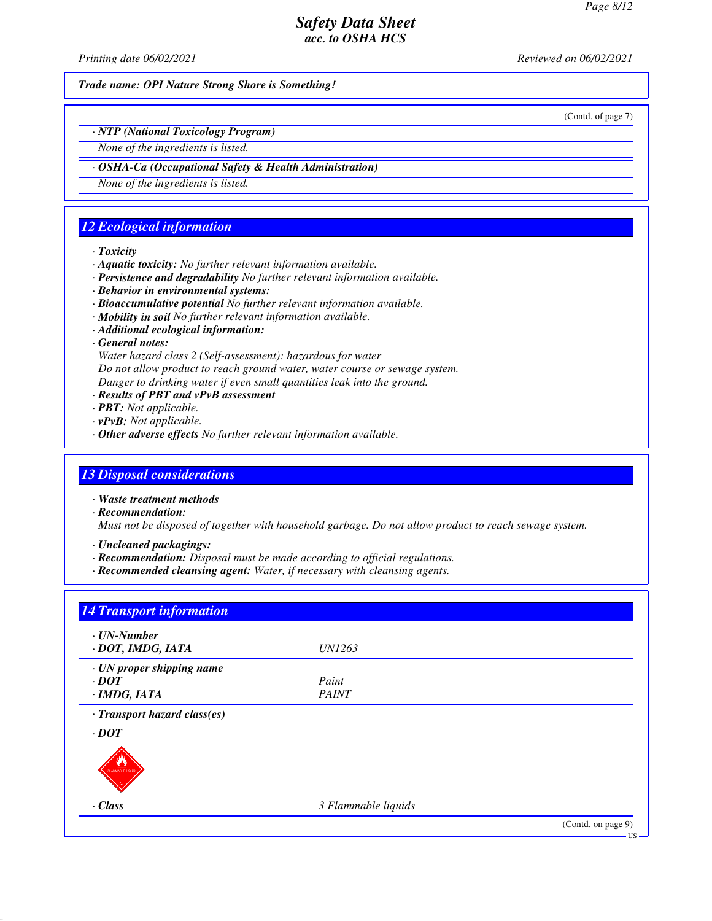Trade name: OPI Nature Strong Shore is Something!

(Contd. of page 7)

· **NTP (National Toxicology Program)**

None of the ingredients is listed.

· **OSHA-Ca (Occupational Safety & Health Administration)**

None of the ingredients is listed.

## 12 Ecological information

· **Toxicity**
· **Aquatic toxicity:** No further relevant information available.
· **Persistence and degradability** No further relevant information available.
· **Behavior in environmental systems:**
· **Bioaccumulative potential** No further relevant information available.
· **Mobility in soil** No further relevant information available.
· **Additional ecological information:**
· **General notes:**
Water hazard class 2 (Self-assessment): hazardous for water
Do not allow product to reach ground water, water course or sewage system.
Danger to drinking water if even small quantities leak into the ground.
· **Results of PBT and vPvB assessment**
· **PBT:** Not applicable.
· **vPvB:** Not applicable.
· **Other adverse effects** No further relevant information available.

## 13 Disposal considerations

· **Waste treatment methods**
· **Recommendation:**
Must not be disposed of together with household garbage. Do not allow product to reach sewage system.

· **Uncleaned packagings:**
· **Recommendation:** Disposal must be made according to official regulations.
· **Recommended cleansing agent:** Water, if necessary with cleansing agents.

## 14 Transport information

| | |
|---|---|
| · **UN-Number** | |
| · **DOT, IMDG, IATA** | UN1263 |
| · **UN proper shipping name** | |
| · **DOT** | Paint |
| · **IMDG, IATA** | PAINT |
| · **Transport hazard class(es)** | |
| · **DOT** | |
| · **Class** | 3 Flammable liquids |

(Contd. on page 9)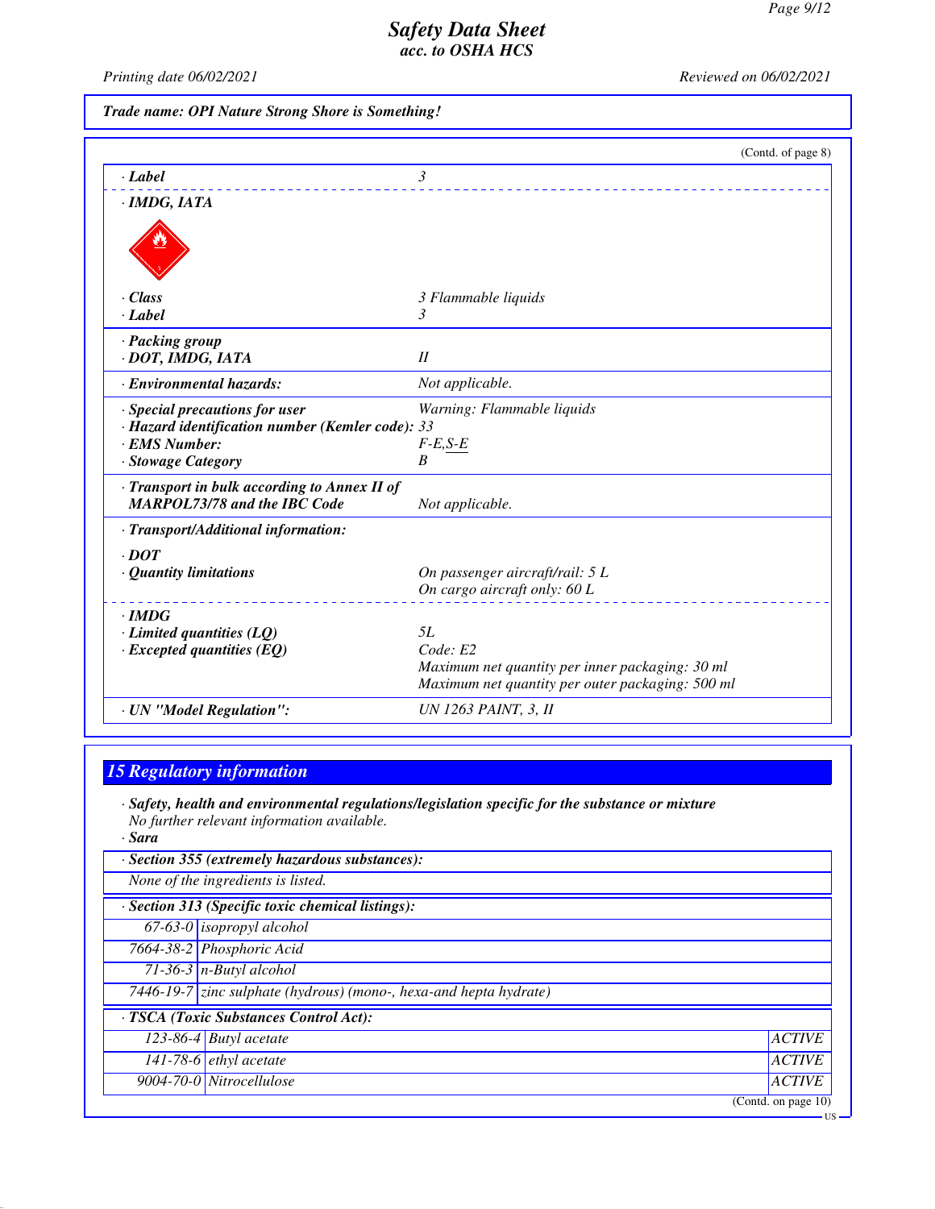Trade name: OPI Nature Strong Shore is Something!

(Contd. of page 8)

· **Label** 3

· **IMDG, IATA**

· **Class** 3 Flammable liquids
· **Label** 3

· **Packing group**
· **DOT, IMDG, IATA** II

· **Environmental hazards:** Not applicable.

· **Special precautions for user** Warning: Flammable liquids
· **Hazard identification number (Kemler code):** 33
· **EMS Number:** F-E,S-E
· **Stowage Category** B

· **Transport in bulk according to Annex II of MARPOL73/78 and the IBC Code** Not applicable.

· **Transport/Additional information:**

· **DOT**
· **Quantity limitations** On passenger aircraft/rail: 5 L
On cargo aircraft only: 60 L

· **IMDG**
· **Limited quantities (LQ)** 5L
· **Excepted quantities (EQ)** Code: E2
Maximum net quantity per inner packaging: 30 ml
Maximum net quantity per outer packaging: 500 ml

· **UN "Model Regulation":** UN 1263 PAINT, 3, II

## 15 Regulatory information

· **Safety, health and environmental regulations/legislation specific for the substance or mixture**
No further relevant information available.

· **Sara**

· **Section 355 (extremely hazardous substances):**
None of the ingredients is listed.

· **Section 313 (Specific toxic chemical listings):**

| | |
|---|---|
| 67-63-0 | isopropyl alcohol |
| 7664-38-2 | Phosphoric Acid |
| 71-36-3 | n-Butyl alcohol |
| 7446-19-7 | zinc sulphate (hydrous) (mono-, hexa-and hepta hydrate) |

· **TSCA (Toxic Substances Control Act):**

| | | |
|---|---|---|
| 123-86-4 | Butyl acetate | ACTIVE |
| 141-78-6 | ethyl acetate | ACTIVE |
| 9004-70-0 | Nitrocellulose | ACTIVE |

(Contd. on page 10)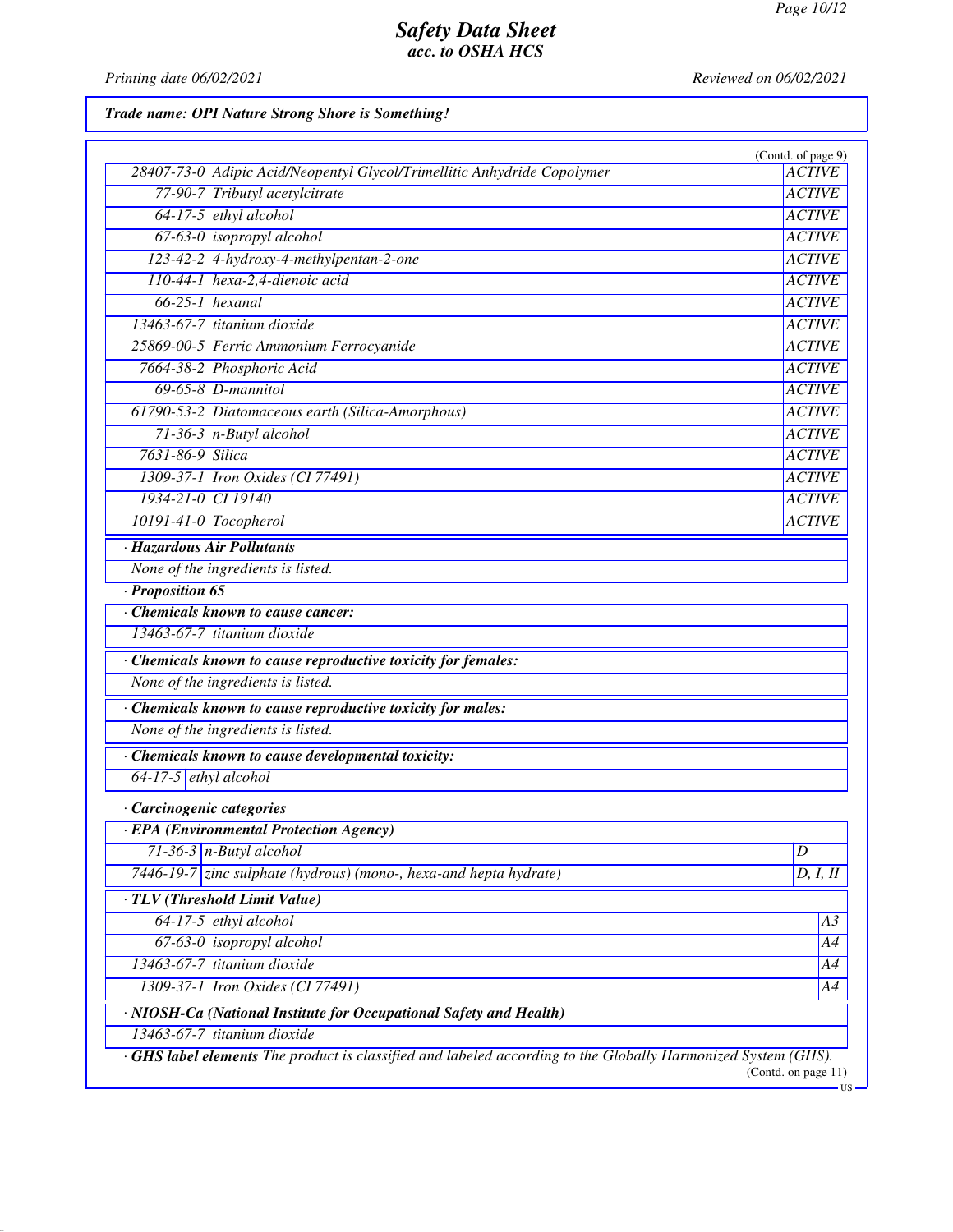**Trade name: OPI Nature Strong Shore is Something!**

(Contd. of page 9)

| | | |
|---|---|---|
| 28407-73-0 | Adipic Acid/Neopentyl Glycol/Trimellitic Anhydride Copolymer | ACTIVE |
| 77-90-7 | Tributyl acetylcitrate | ACTIVE |
| 64-17-5 | ethyl alcohol | ACTIVE |
| 67-63-0 | isopropyl alcohol | ACTIVE |
| 123-42-2 | 4-hydroxy-4-methylpentan-2-one | ACTIVE |
| 110-44-1 | hexa-2,4-dienoic acid | ACTIVE |
| 66-25-1 | hexanal | ACTIVE |
| 13463-67-7 | titanium dioxide | ACTIVE |
| 25869-00-5 | Ferric Ammonium Ferrocyanide | ACTIVE |
| 7664-38-2 | Phosphoric Acid | ACTIVE |
| 69-65-8 | D-mannitol | ACTIVE |
| 61790-53-2 | Diatomaceous earth (Silica-Amorphous) | ACTIVE |
| 71-36-3 | n-Butyl alcohol | ACTIVE |
| 7631-86-9 | Silica | ACTIVE |
| 1309-37-1 | Iron Oxides (CI 77491) | ACTIVE |
| 1934-21-0 | CI 19140 | ACTIVE |
| 10191-41-0 | Tocopherol | ACTIVE |

· **Hazardous Air Pollutants**

None of the ingredients is listed.

· **Proposition 65**

· **Chemicals known to cause cancer:**

| | |
|---|---|
| 13463-67-7 | titanium dioxide |

· **Chemicals known to cause reproductive toxicity for females:**

None of the ingredients is listed.

· **Chemicals known to cause reproductive toxicity for males:**

None of the ingredients is listed.

· **Chemicals known to cause developmental toxicity:**

| | |
|---|---|
| 64-17-5 | ethyl alcohol |

· **Carcinogenic categories**

· **EPA (Environmental Protection Agency)**

| | | |
|---|---|---|
| 71-36-3 | n-Butyl alcohol | D |
| 7446-19-7 | zinc sulphate (hydrous) (mono-, hexa-and hepta hydrate) | D, I, II |

· **TLV (Threshold Limit Value)**

| | | |
|---|---|---|
| 64-17-5 | ethyl alcohol | A3 |
| 67-63-0 | isopropyl alcohol | A4 |
| 13463-67-7 | titanium dioxide | A4 |
| 1309-37-1 | Iron Oxides (CI 77491) | A4 |

· **NIOSH-Ca (National Institute for Occupational Safety and Health)**

| | |
|---|---|
| 13463-67-7 | titanium dioxide |

· **GHS label elements** The product is classified and labeled according to the Globally Harmonized System (GHS).

(Contd. on page 11)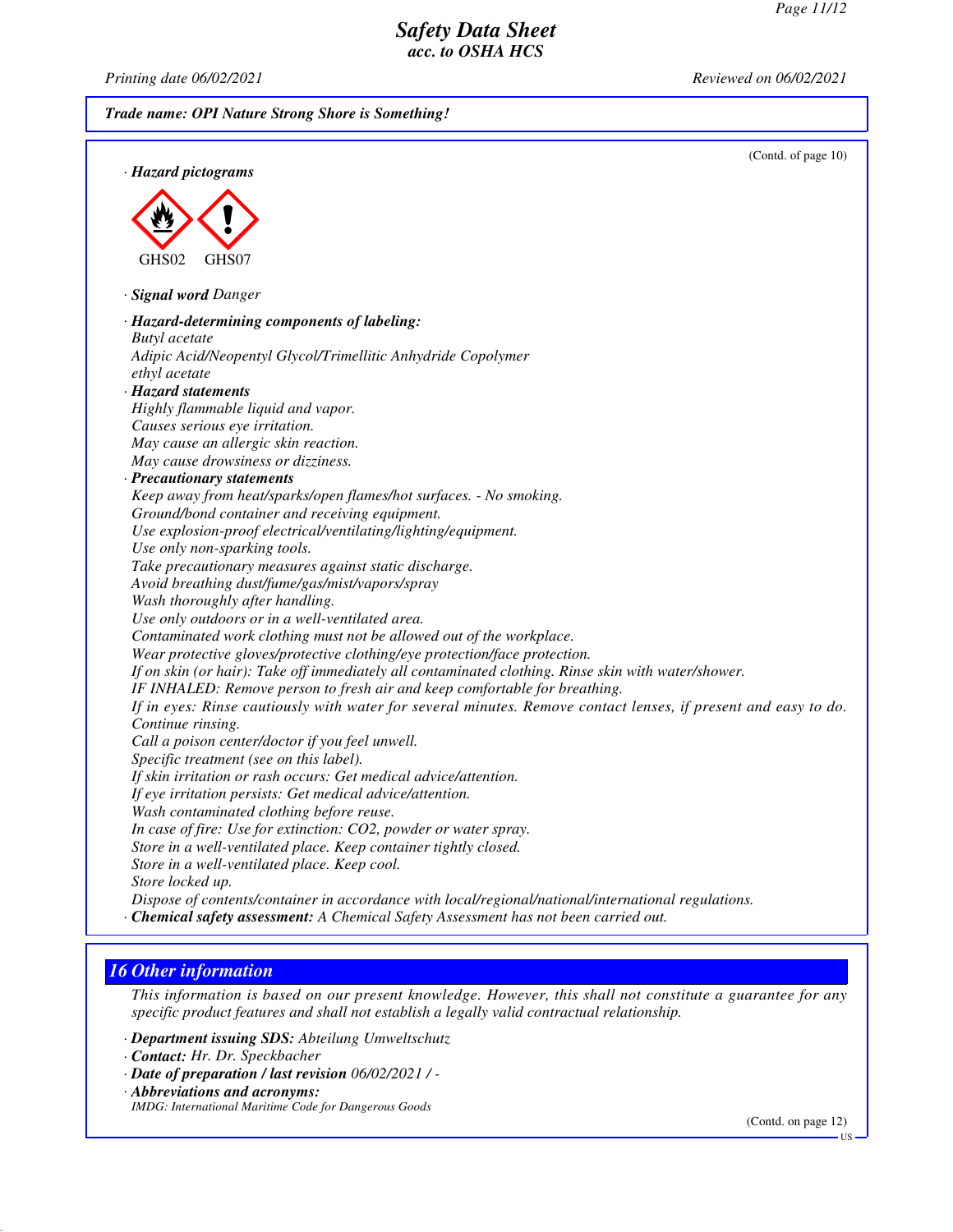**Trade name: OPI Nature Strong Shore is Something!**

(Contd. of page 10)

· **Hazard pictograms**

GHS02 GHS07

· **Signal word** Danger

· **Hazard-determining components of labeling:**
Butyl acetate
Adipic Acid/Neopentyl Glycol/Trimellitic Anhydride Copolymer
ethyl acetate

· **Hazard statements**
Highly flammable liquid and vapor.
Causes serious eye irritation.
May cause an allergic skin reaction.
May cause drowsiness or dizziness.

· **Precautionary statements**
Keep away from heat/sparks/open flames/hot surfaces. - No smoking.
Ground/bond container and receiving equipment.
Use explosion-proof electrical/ventilating/lighting/equipment.
Use only non-sparking tools.
Take precautionary measures against static discharge.
Avoid breathing dust/fume/gas/mist/vapors/spray
Wash thoroughly after handling.
Use only outdoors or in a well-ventilated area.
Contaminated work clothing must not be allowed out of the workplace.
Wear protective gloves/protective clothing/eye protection/face protection.
If on skin (or hair): Take off immediately all contaminated clothing. Rinse skin with water/shower.
IF INHALED: Remove person to fresh air and keep comfortable for breathing.
If in eyes: Rinse cautiously with water for several minutes. Remove contact lenses, if present and easy to do. Continue rinsing.
Call a poison center/doctor if you feel unwell.
Specific treatment (see on this label).
If skin irritation or rash occurs: Get medical advice/attention.
If eye irritation persists: Get medical advice/attention.
Wash contaminated clothing before reuse.
In case of fire: Use for extinction: CO2, powder or water spray.
Store in a well-ventilated place. Keep container tightly closed.
Store in a well-ventilated place. Keep cool.
Store locked up.
Dispose of contents/container in accordance with local/regional/national/international regulations.

· **Chemical safety assessment:** A Chemical Safety Assessment has not been carried out.

## 16 Other information

This information is based on our present knowledge. However, this shall not constitute a guarantee for any specific product features and shall not establish a legally valid contractual relationship.

· **Department issuing SDS:** Abteilung Umweltschutz
· **Contact:** Hr. Dr. Speckbacher
· **Date of preparation / last revision** 06/02/2021 / -
· **Abbreviations and acronyms:**
IMDG: International Maritime Code for Dangerous Goods

(Contd. on page 12)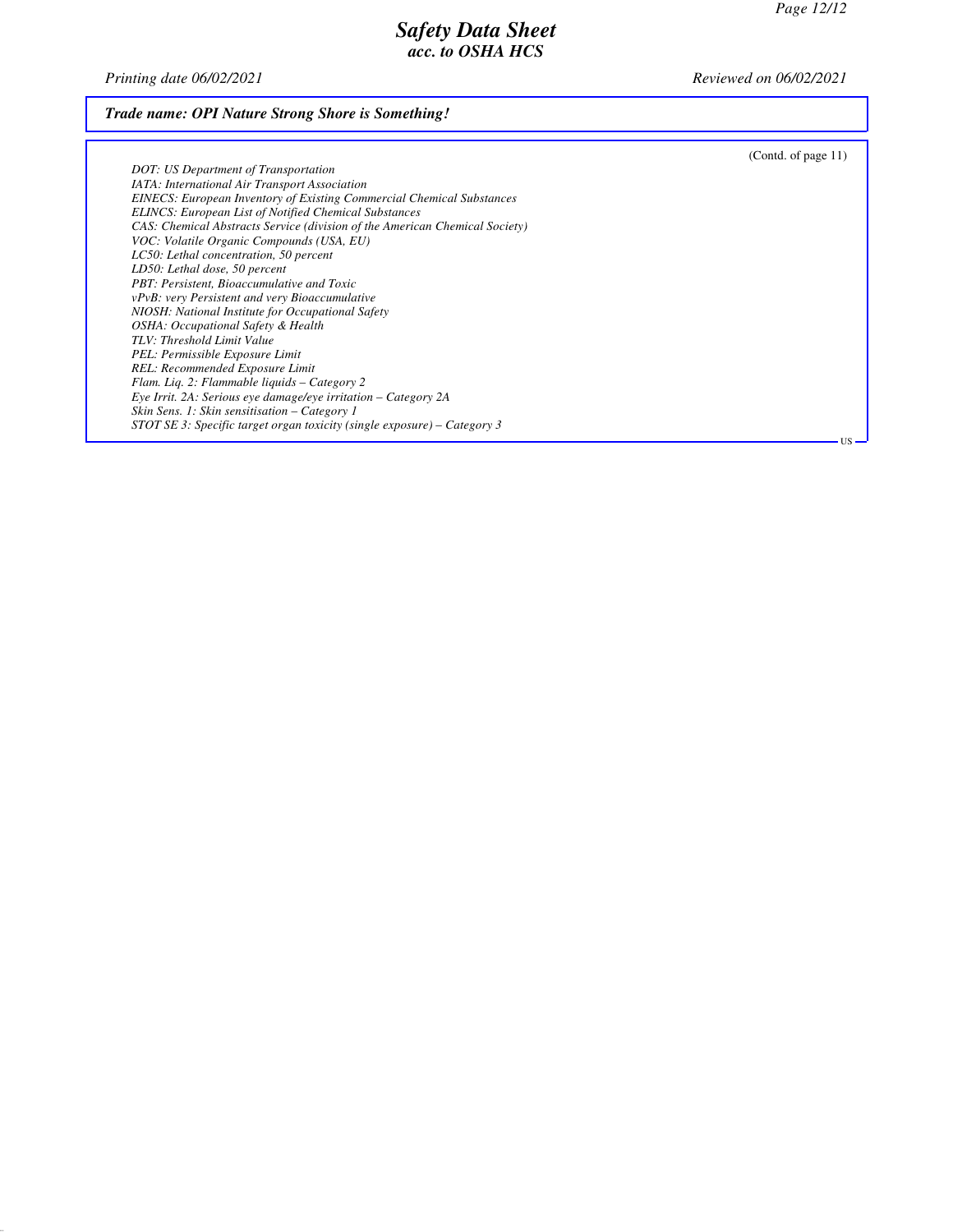**Trade name: OPI Nature Strong Shore is Something!**

(Contd. of page 11)

*DOT: US Department of Transportation*
*IATA: International Air Transport Association*
*EINECS: European Inventory of Existing Commercial Chemical Substances*
*ELINCS: European List of Notified Chemical Substances*
*CAS: Chemical Abstracts Service (division of the American Chemical Society)*
*VOC: Volatile Organic Compounds (USA, EU)*
*LC50: Lethal concentration, 50 percent*
*LD50: Lethal dose, 50 percent*
*PBT: Persistent, Bioaccumulative and Toxic*
*vPvB: very Persistent and very Bioaccumulative*
*NIOSH: National Institute for Occupational Safety*
*OSHA: Occupational Safety & Health*
*TLV: Threshold Limit Value*
*PEL: Permissible Exposure Limit*
*REL: Recommended Exposure Limit*
*Flam. Liq. 2: Flammable liquids – Category 2*
*Eye Irrit. 2A: Serious eye damage/eye irritation – Category 2A*
*Skin Sens. 1: Skin sensitisation – Category 1*
*STOT SE 3: Specific target organ toxicity (single exposure) – Category 3*

US